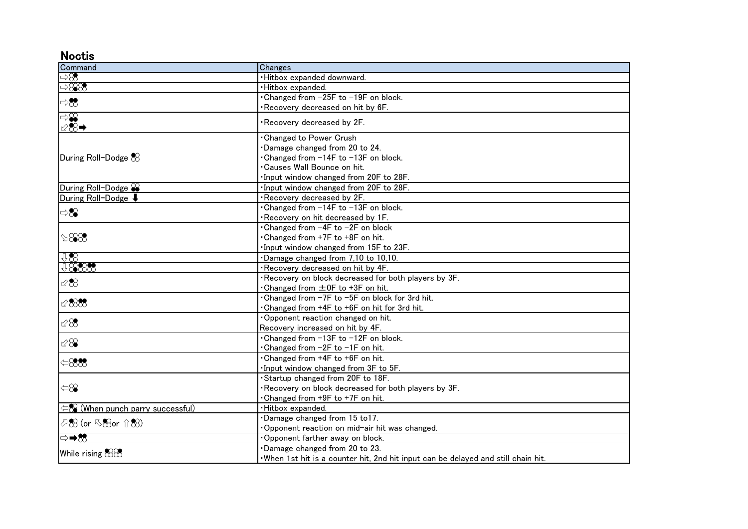## Noctis

| Command | Changes |
| --- | --- |
| ⇨2 | ・Hitbox expanded downward. |
| ⇨1,2 | ・Hitbox expanded. |
| ⇨1+2 | ・Changed from −25F to −19F on block.<br>・Recovery decreased on hit by 6F. |
| ⇨3+4<br>⇙1+2➡ | ・Recovery decreased by 2F. |
| During Roll-Dodge 1 | ・Changed to Power Crush<br>・Damage changed from 20 to 24.<br>・Changed from −14F to −13F on block.<br>・Causes Wall Bounce on hit.<br>・Input window changed from 20F to 28F. |
| During Roll-Dodge 3+4 | ・Input window changed from 20F to 28F. |
| During Roll-Dodge ⬇ | ・Recovery decreased by 2F. |
| ⇨4 | ・Changed from −14F to −13F on block.<br>・Recovery on hit decreased by 1F. |
| ⇘1,2 | ・Changed from −4F to −2F on block<br>・Changed from +7F to +8F on hit.<br>・Input window changed from 15F to 23F. |
| ⇩2 | ・Damage changed from 7,10 to 10,10. |
| ⇩3,1,1+2 | ・Recovery decreased on hit by 4F. |
| ⇙4 | ・Recovery on block decreased for both players by 3F.<br>・Changed from ±0F to +3F on hit. |
| ⇙3,1+2 | ・Changed from −7F to −5F on block for 3rd hit.<br>・Changed from +4F to +6F on hit for 3rd hit. |
| ⇙2 | ・Opponent reaction changed on hit.<br>Recovery increased on hit by 4F. |
| ⇙1 | ・Changed from −13F to −12F on block.<br>・Changed from −2F to −1F on hit. |
| ⇦2,1+2 | ・Changed from +4F to +6F on hit.<br>・Input window changed from 3F to 5F. |
| ⇦4 | ・Startup changed from 20F to 18F.<br>・Recovery on block decreased for both players by 3F.<br>・Changed from +9F to +7F on hit. |
| ⇦1+3 (When punch parry successful) | ・Hitbox expanded. |
| ⬀2 (or ⬁2or ⇧2) | ・Damage changed from 15 to17.<br>・Opponent reaction on mid-air hit was changed. |
| ⇨➡1+2 | ・Opponent farther away on block. |
| While rising 2,1 | ・Damage changed from 20 to 23.<br>・When 1st hit is a counter hit, 2nd hit input can be delayed and still chain hit. |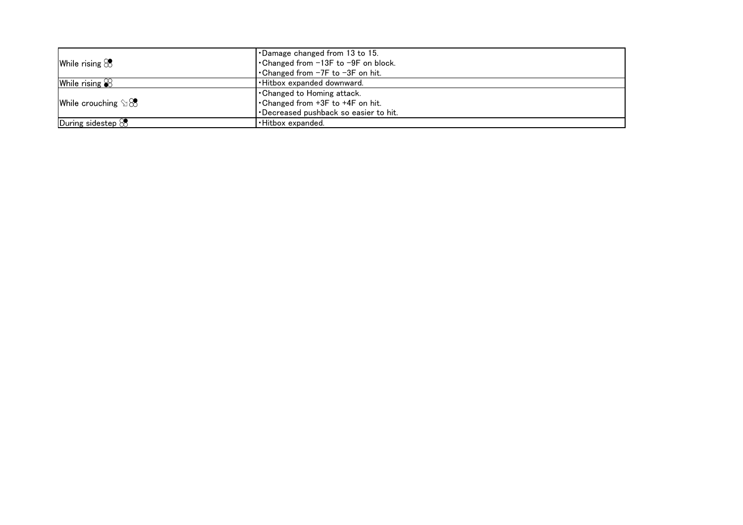| | |
|---|---|
| While rising 2 | ･Damage changed from 13 to 15.<br>･Changed from −13F to −9F on block.<br>･Changed from −7F to −3F on hit. |
| While rising 3 | ･Hitbox expanded downward. |
| While crouching ↘2 | ･Changed to Homing attack.<br>･Changed from +3F to +4F on hit.<br>･Decreased pushback so easier to hit. |
| During sidestep 2 | ･Hitbox expanded. |